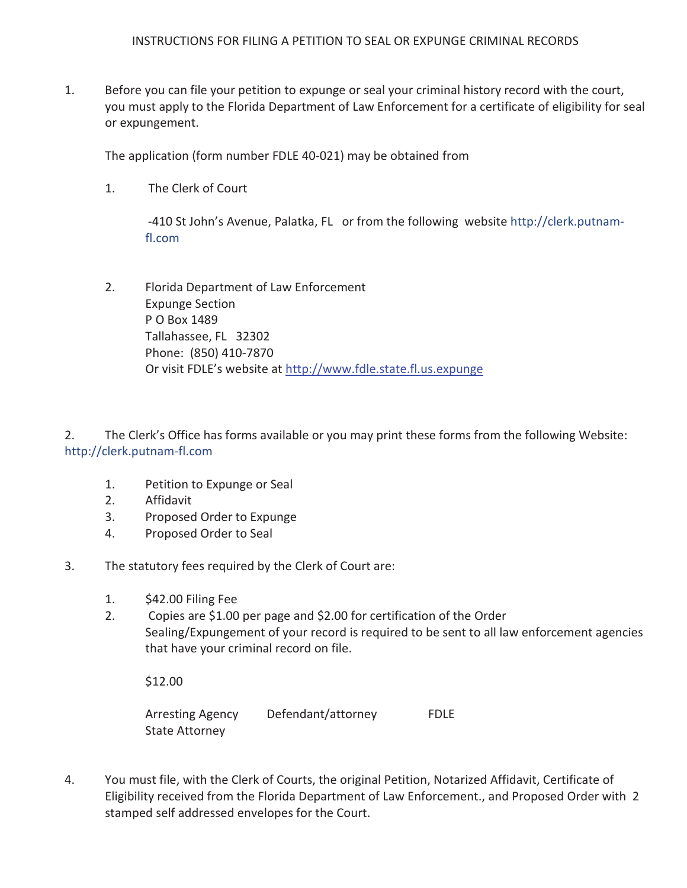INSTRUCTIONS FOR FILING A PETITION TO SEAL OR EXPUNGE CRIMINAL RECORDS

1. Before you can file your petition to expunge or seal your criminal history record with the court, you must apply to the Florida Department of Law Enforcement for a certificate of eligibility for seal or expungement.

   The application (form number FDLE 40-021) may be obtained from

   1. The Clerk of Court

      -410 St John's Avenue, Palatka, FL or from the following website http://clerk.putnam-fl.com

   2. Florida Department of Law Enforcement
      Expunge Section
      P O Box 1489
      Tallahassee, FL 32302
      Phone: (850) 410-7870
      Or visit FDLE's website at http://www.fdle.state.fl.us.expunge

2. The Clerk's Office has forms available or you may print these forms from the following Website: http://clerk.putnam-fl.com

   1. Petition to Expunge or Seal
   2. Affidavit
   3. Proposed Order to Expunge
   4. Proposed Order to Seal

3. The statutory fees required by the Clerk of Court are:

   1. $42.00 Filing Fee
   2. Copies are $1.00 per page and $2.00 for certification of the Order Sealing/Expungement of your record is required to be sent to all law enforcement agencies that have your criminal record on file.

      $12.00

      Arresting Agency    Defendant/attorney    FDLE
      State Attorney

4. You must file, with the Clerk of Courts, the original Petition, Notarized Affidavit, Certificate of Eligibility received from the Florida Department of Law Enforcement., and Proposed Order with 2 stamped self addressed envelopes for the Court.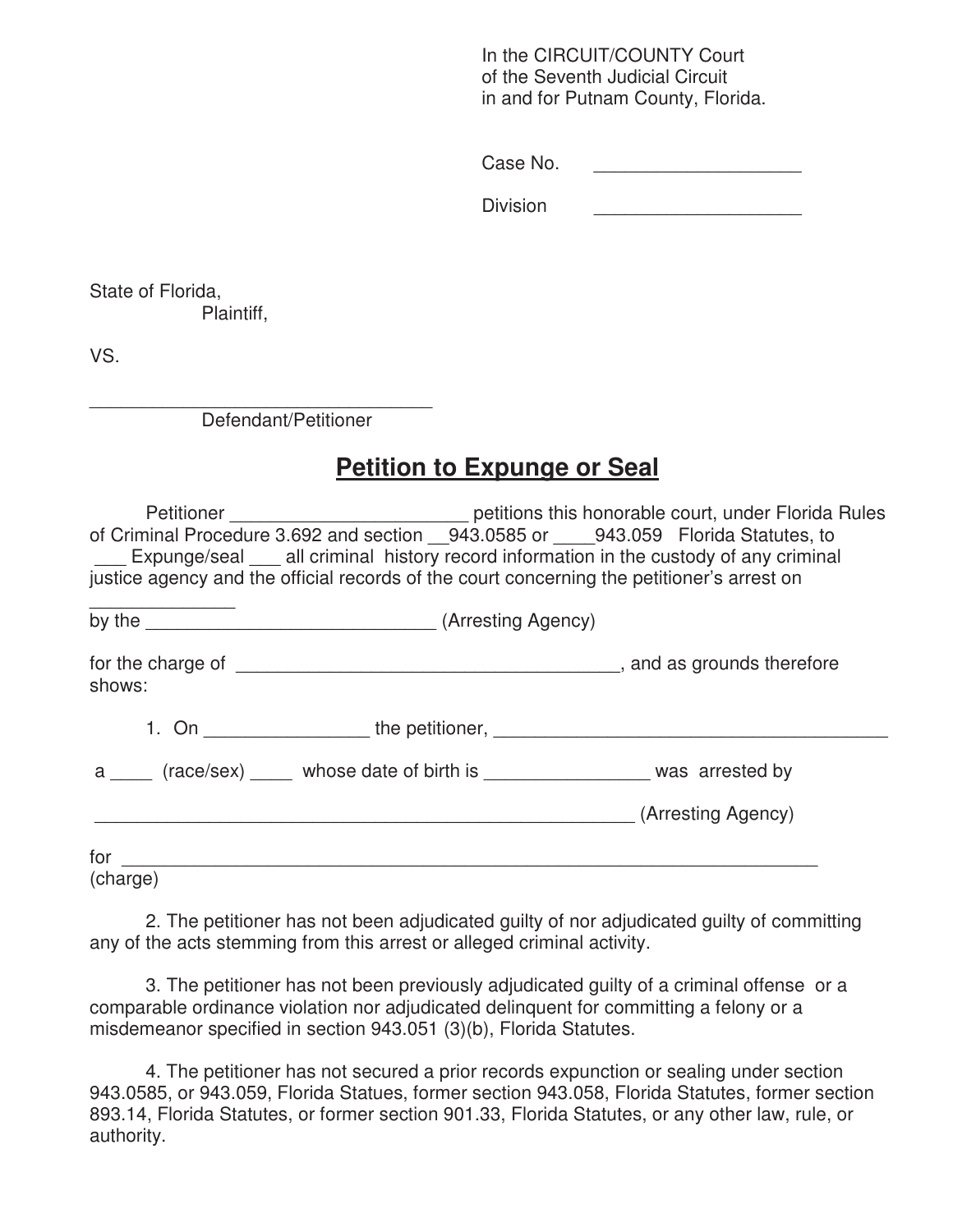In the CIRCUIT/COUNTY Court
of the Seventh Judicial Circuit
in and for Putnam County, Florida.

Case No. ____________________

Division ____________________

State of Florida,
Plaintiff,

VS.

_________________________________
Defendant/Petitioner

## Petition to Expunge or Seal

Petitioner _______________________ petitions this honorable court, under Florida Rules of Criminal Procedure 3.692 and section __943.0585 or ____943.059 Florida Statutes, to ___ Expunge/seal ___ all criminal history record information in the custody of any criminal justice agency and the official records of the court concerning the petitioner's arrest on ______________

by the ____________________________ (Arresting Agency)

for the charge of ______________________________________, and as grounds therefore shows:

1. On ________________ the petitioner, ________________________________________

a ____ (race/sex) ____ whose date of birth is ________________ was arrested by

______________________________________________________ (Arresting Agency)

for ____________________________________________________________________
(charge)

2. The petitioner has not been adjudicated guilty of nor adjudicated guilty of committing any of the acts stemming from this arrest or alleged criminal activity.

3. The petitioner has not been previously adjudicated guilty of a criminal offense or a comparable ordinance violation nor adjudicated delinquent for committing a felony or a misdemeanor specified in section 943.051 (3)(b), Florida Statutes.

4. The petitioner has not secured a prior records expunction or sealing under section 943.0585, or 943.059, Florida Statues, former section 943.058, Florida Statutes, former section 893.14, Florida Statutes, or former section 901.33, Florida Statutes, or any other law, rule, or authority.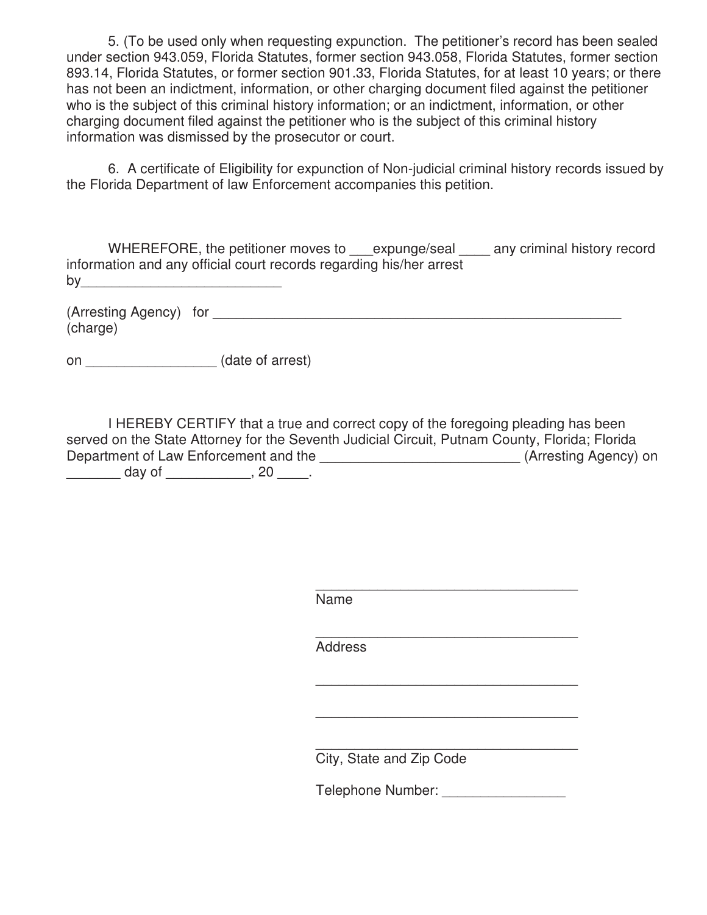5. (To be used only when requesting expunction. The petitioner's record has been sealed under section 943.059, Florida Statutes, former section 943.058, Florida Statutes, former section 893.14, Florida Statutes, or former section 901.33, Florida Statutes, for at least 10 years; or there has not been an indictment, information, or other charging document filed against the petitioner who is the subject of this criminal history information; or an indictment, information, or other charging document filed against the petitioner who is the subject of this criminal history information was dismissed by the prosecutor or court.

6. A certificate of Eligibility for expunction of Non-judicial criminal history records issued by the Florida Department of law Enforcement accompanies this petition.

WHEREFORE, the petitioner moves to ___expunge/seal ____ any criminal history record information and any official court records regarding his/her arrest by__________________________

(Arresting Agency) for ________________________________________________________
(charge)

on _________________ (date of arrest)

I HEREBY CERTIFY that a true and correct copy of the foregoing pleading has been served on the State Attorney for the Seventh Judicial Circuit, Putnam County, Florida; Florida Department of Law Enforcement and the __________________________ (Arresting Agency) on _______ day of ___________, 20 ____.

___________________________________
Name

___________________________________
Address

___________________________________

___________________________________

___________________________________
City, State and Zip Code

Telephone Number: ________________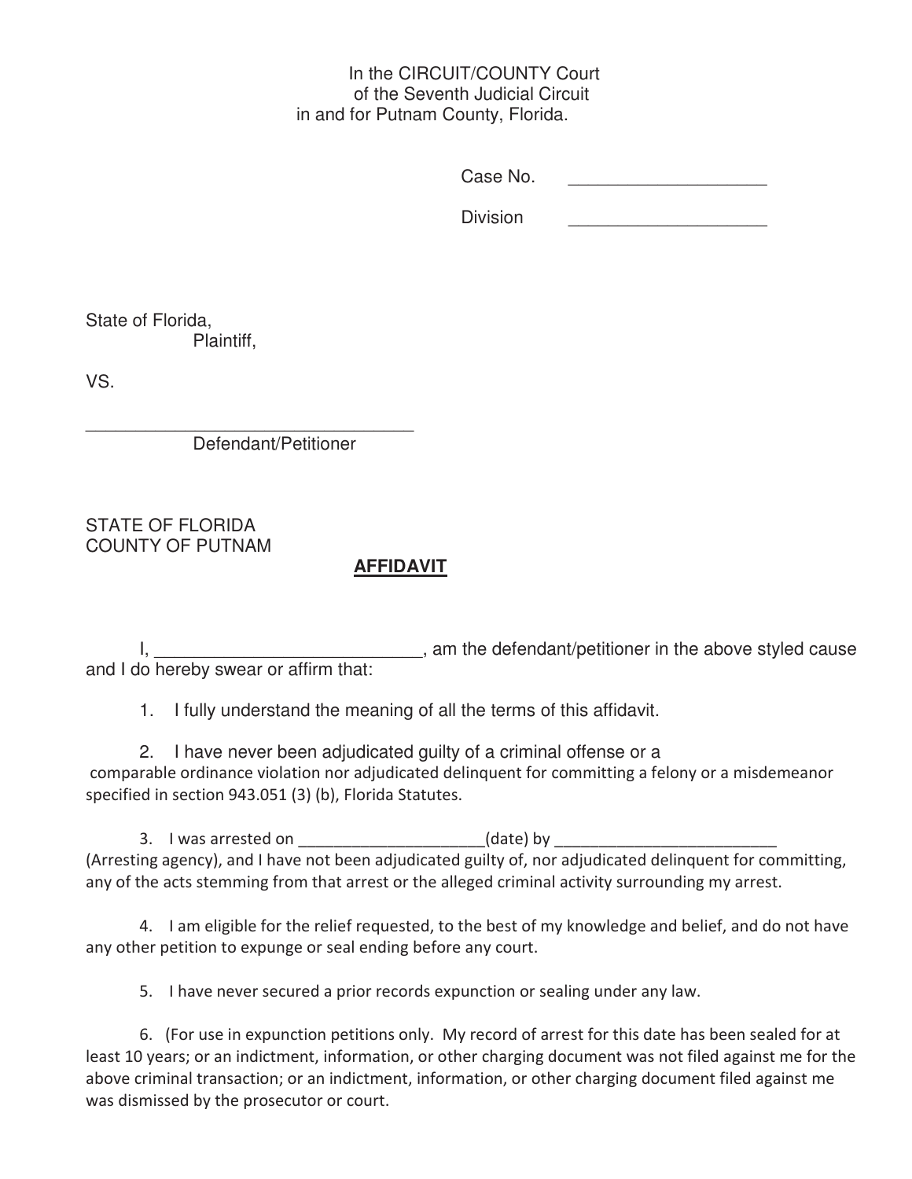In the CIRCUIT/COUNTY Court
of the Seventh Judicial Circuit
in and for Putnam County, Florida.

Case No. ____________________

Division ____________________

State of Florida,
Plaintiff,

VS.

________________________________
Defendant/Petitioner

STATE OF FLORIDA
COUNTY OF PUTNAM

**AFFIDAVIT**

I, ___________________________, am the defendant/petitioner in the above styled cause and I do hereby swear or affirm that:

1. I fully understand the meaning of all the terms of this affidavit.

2. I have never been adjudicated guilty of a criminal offense or a comparable ordinance violation nor adjudicated delinquent for committing a felony or a misdemeanor specified in section 943.051 (3) (b), Florida Statutes.

3. I was arrested on _____________________(date) by _________________________ (Arresting agency), and I have not been adjudicated guilty of, nor adjudicated delinquent for committing, any of the acts stemming from that arrest or the alleged criminal activity surrounding my arrest.

4. I am eligible for the relief requested, to the best of my knowledge and belief, and do not have any other petition to expunge or seal ending before any court.

5. I have never secured a prior records expunction or sealing under any law.

6. (For use in expunction petitions only. My record of arrest for this date has been sealed for at least 10 years; or an indictment, information, or other charging document was not filed against me for the above criminal transaction; or an indictment, information, or other charging document filed against me was dismissed by the prosecutor or court.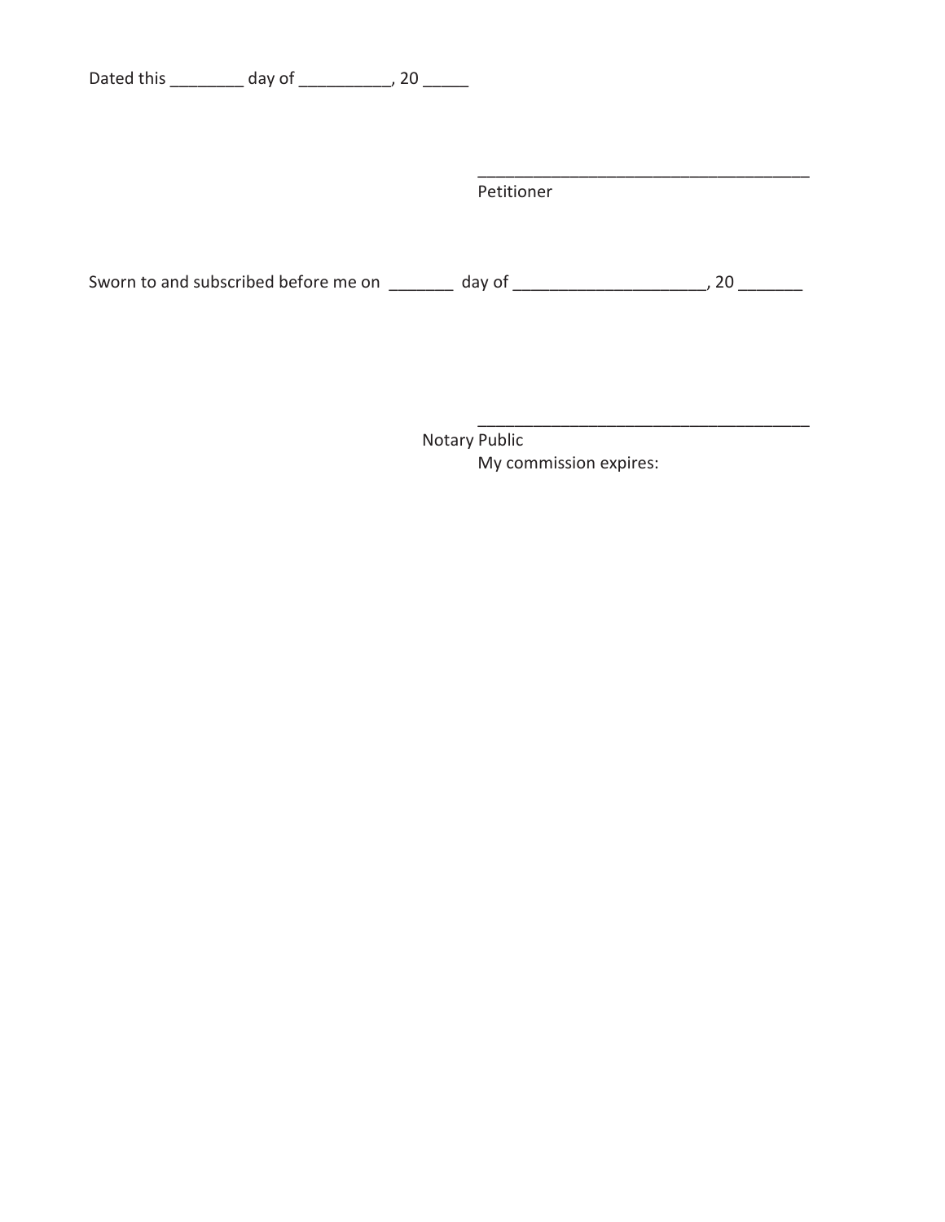Dated this ________ day of __________, 20 _____

_____________________________________
Petitioner

Sworn to and subscribed before me on _______ day of ____________________, 20 _______

_____________________________________
Notary Public
My commission expires: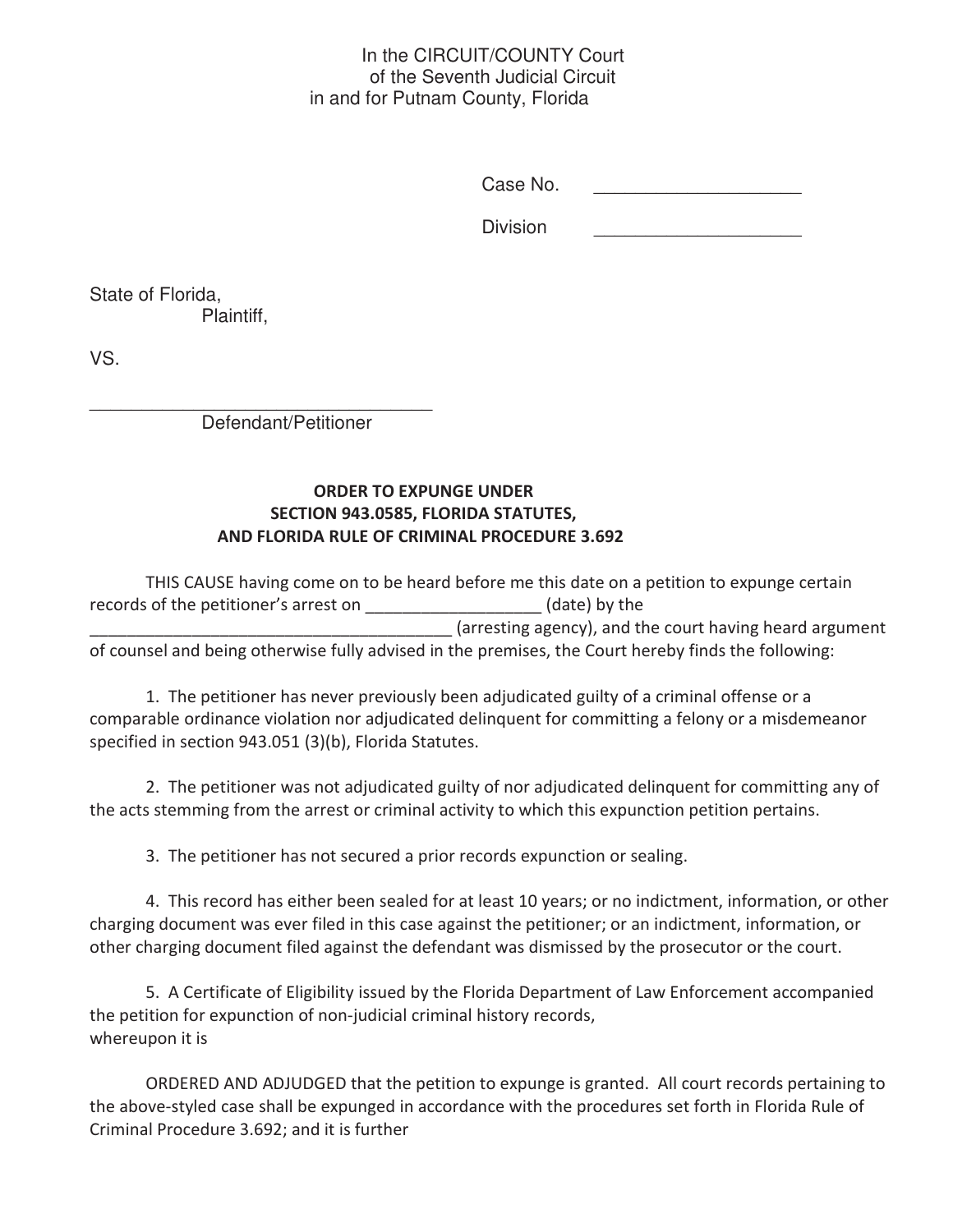In the CIRCUIT/COUNTY Court
of the Seventh Judicial Circuit
in and for Putnam County, Florida

Case No. ____________________

Division ____________________

State of Florida,
Plaintiff,

VS.

___________________________________
Defendant/Petitioner

**ORDER TO EXPUNGE UNDER
SECTION 943.0585, FLORIDA STATUTES,
AND FLORIDA RULE OF CRIMINAL PROCEDURE 3.692**

THIS CAUSE having come on to be heard before me this date on a petition to expunge certain records of the petitioner's arrest on ___________________ (date) by the ________________________________________ (arresting agency), and the court having heard argument of counsel and being otherwise fully advised in the premises, the Court hereby finds the following:

1. The petitioner has never previously been adjudicated guilty of a criminal offense or a comparable ordinance violation nor adjudicated delinquent for committing a felony or a misdemeanor specified in section 943.051 (3)(b), Florida Statutes.

2. The petitioner was not adjudicated guilty of nor adjudicated delinquent for committing any of the acts stemming from the arrest or criminal activity to which this expunction petition pertains.

3. The petitioner has not secured a prior records expunction or sealing.

4. This record has either been sealed for at least 10 years; or no indictment, information, or other charging document was ever filed in this case against the petitioner; or an indictment, information, or other charging document filed against the defendant was dismissed by the prosecutor or the court.

5. A Certificate of Eligibility issued by the Florida Department of Law Enforcement accompanied the petition for expunction of non-judicial criminal history records,
whereupon it is

ORDERED AND ADJUDGED that the petition to expunge is granted. All court records pertaining to the above-styled case shall be expunged in accordance with the procedures set forth in Florida Rule of Criminal Procedure 3.692; and it is further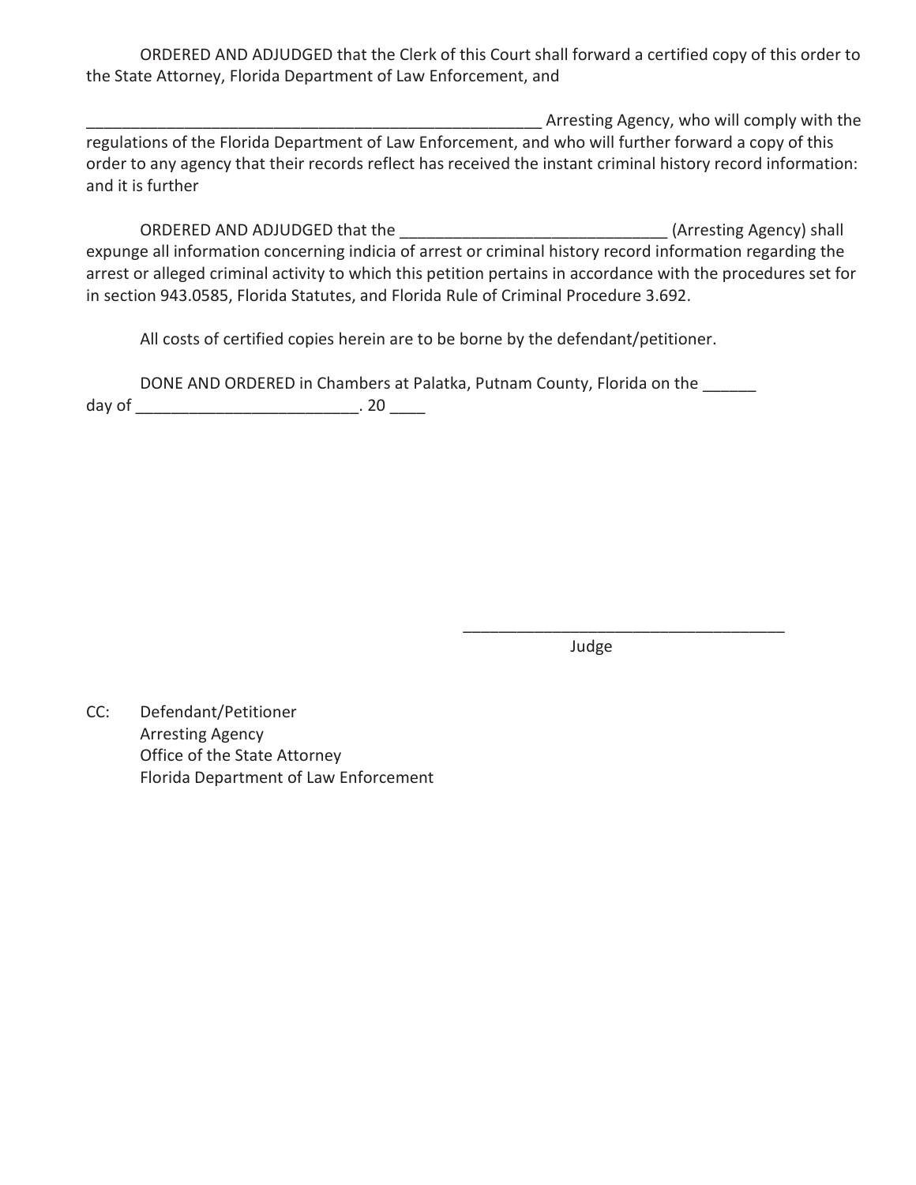ORDERED AND ADJUDGED that the Clerk of this Court shall forward a certified copy of this order to the State Attorney, Florida Department of Law Enforcement, and

_____________________________________________________ Arresting Agency, who will comply with the regulations of the Florida Department of Law Enforcement, and who will further forward a copy of this order to any agency that their records reflect has received the instant criminal history record information: and it is further

ORDERED AND ADJUDGED that the ______________________________ (Arresting Agency) shall expunge all information concerning indicia of arrest or criminal history record information regarding the arrest or alleged criminal activity to which this petition pertains in accordance with the procedures set for in section 943.0585, Florida Statutes, and Florida Rule of Criminal Procedure 3.692.

All costs of certified copies herein are to be borne by the defendant/petitioner.

DONE AND ORDERED in Chambers at Palatka, Putnam County, Florida on the ______ day of _________________________. 20 ____

_____________________________________
Judge

CC: Defendant/Petitioner
Arresting Agency
Office of the State Attorney
Florida Department of Law Enforcement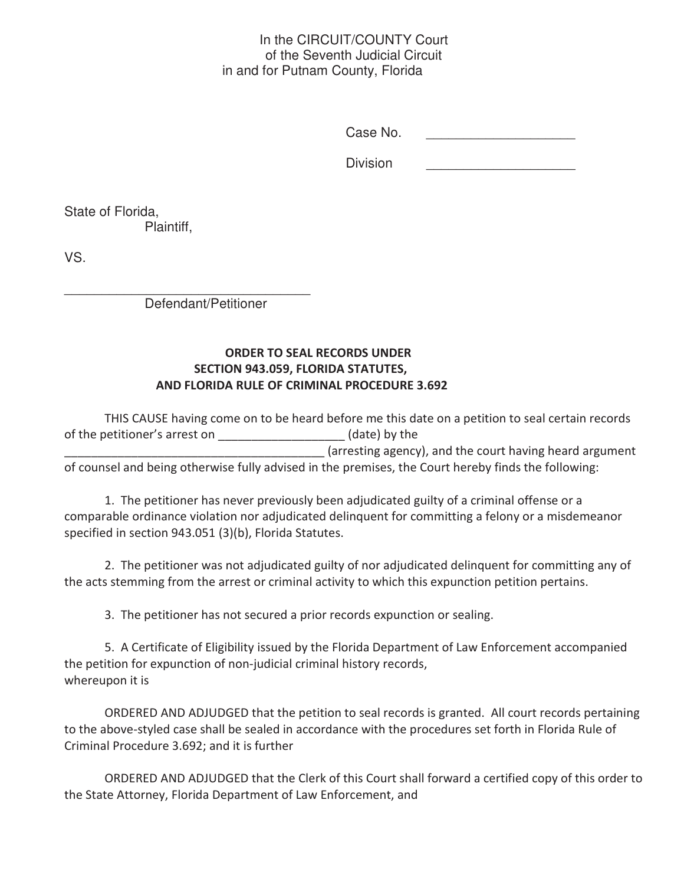In the CIRCUIT/COUNTY Court
of the Seventh Judicial Circuit
in and for Putnam County, Florida

Case No. ____________________

Division ____________________

State of Florida,
Plaintiff,

VS.

__________________________________
Defendant/Petitioner

**ORDER TO SEAL RECORDS UNDER SECTION 943.059, FLORIDA STATUTES, AND FLORIDA RULE OF CRIMINAL PROCEDURE 3.692**

THIS CAUSE having come on to be heard before me this date on a petition to seal certain records of the petitioner's arrest on ___________________ (date) by the ________________________________________ (arresting agency), and the court having heard argument of counsel and being otherwise fully advised in the premises, the Court hereby finds the following:

1. The petitioner has never previously been adjudicated guilty of a criminal offense or a comparable ordinance violation nor adjudicated delinquent for committing a felony or a misdemeanor specified in section 943.051 (3)(b), Florida Statutes.

2. The petitioner was not adjudicated guilty of nor adjudicated delinquent for committing any of the acts stemming from the arrest or criminal activity to which this expunction petition pertains.

3. The petitioner has not secured a prior records expunction or sealing.

5. A Certificate of Eligibility issued by the Florida Department of Law Enforcement accompanied the petition for expunction of non-judicial criminal history records,
whereupon it is

ORDERED AND ADJUDGED that the petition to seal records is granted. All court records pertaining to the above-styled case shall be sealed in accordance with the procedures set forth in Florida Rule of Criminal Procedure 3.692; and it is further

ORDERED AND ADJUDGED that the Clerk of this Court shall forward a certified copy of this order to the State Attorney, Florida Department of Law Enforcement, and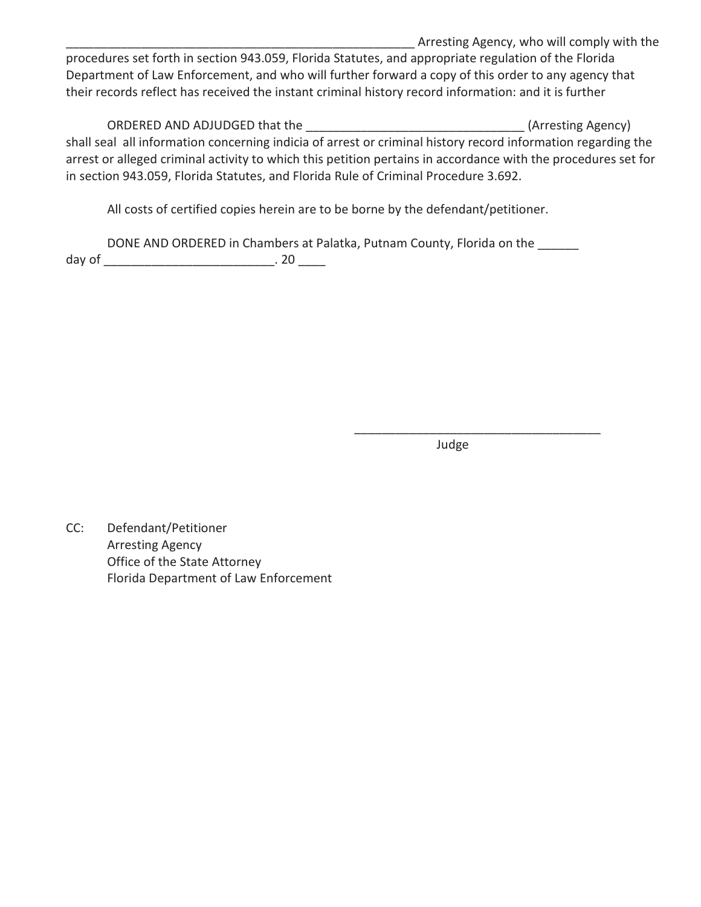_____________________________________________________ Arresting Agency, who will comply with the procedures set forth in section 943.059, Florida Statutes, and appropriate regulation of the Florida Department of Law Enforcement, and who will further forward a copy of this order to any agency that their records reflect has received the instant criminal history record information: and it is further

ORDERED AND ADJUDGED that the ________________________________ (Arresting Agency) shall seal all information concerning indicia of arrest or criminal history record information regarding the arrest or alleged criminal activity to which this petition pertains in accordance with the procedures set for in section 943.059, Florida Statutes, and Florida Rule of Criminal Procedure 3.692.

All costs of certified copies herein are to be borne by the defendant/petitioner.

DONE AND ORDERED in Chambers at Palatka, Putnam County, Florida on the ______ day of _________________________. 20 ____

____________________________________
Judge

CC: Defendant/Petitioner
Arresting Agency
Office of the State Attorney
Florida Department of Law Enforcement